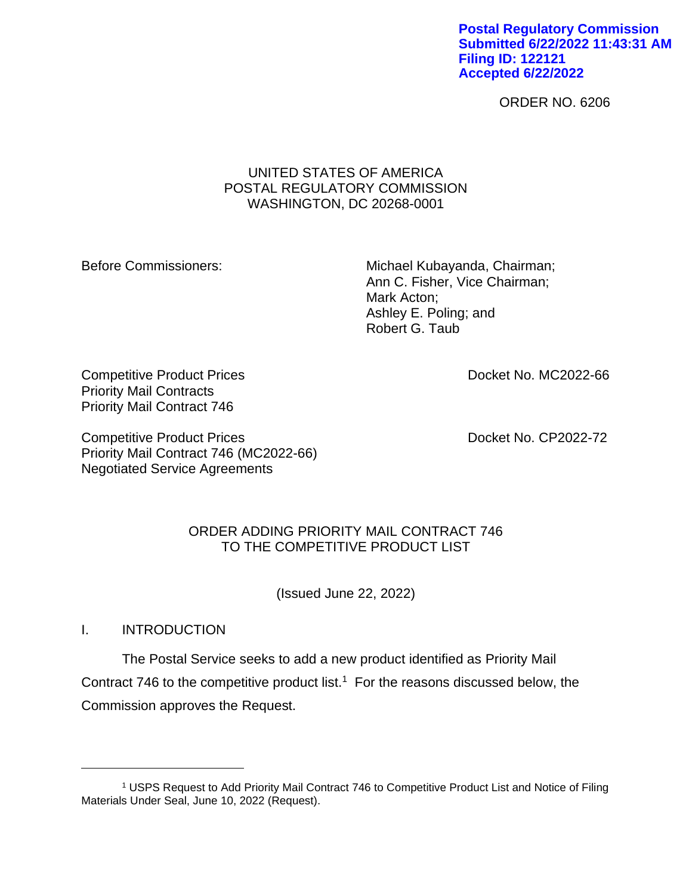Postal Regulatory Commission
Submitted 6/22/2022 11:43:31 AM
Filing ID: 122121
Accepted 6/22/2022

ORDER NO. 6206

UNITED STATES OF AMERICA
POSTAL REGULATORY COMMISSION
WASHINGTON, DC 20268-0001

Before Commissioners:

Michael Kubayanda, Chairman;
Ann C. Fisher, Vice Chairman;
Mark Acton;
Ashley E. Poling; and
Robert G. Taub

Competitive Product Prices
Priority Mail Contracts
Priority Mail Contract 746

Docket No. MC2022-66

Competitive Product Prices
Priority Mail Contract 746 (MC2022-66)
Negotiated Service Agreements

Docket No. CP2022-72

# ORDER ADDING PRIORITY MAIL CONTRACT 746 TO THE COMPETITIVE PRODUCT LIST

(Issued June 22, 2022)

## I. INTRODUCTION

The Postal Service seeks to add a new product identified as Priority Mail Contract 746 to the competitive product list.[1] For the reasons discussed below, the Commission approves the Request.

[1] USPS Request to Add Priority Mail Contract 746 to Competitive Product List and Notice of Filing Materials Under Seal, June 10, 2022 (Request).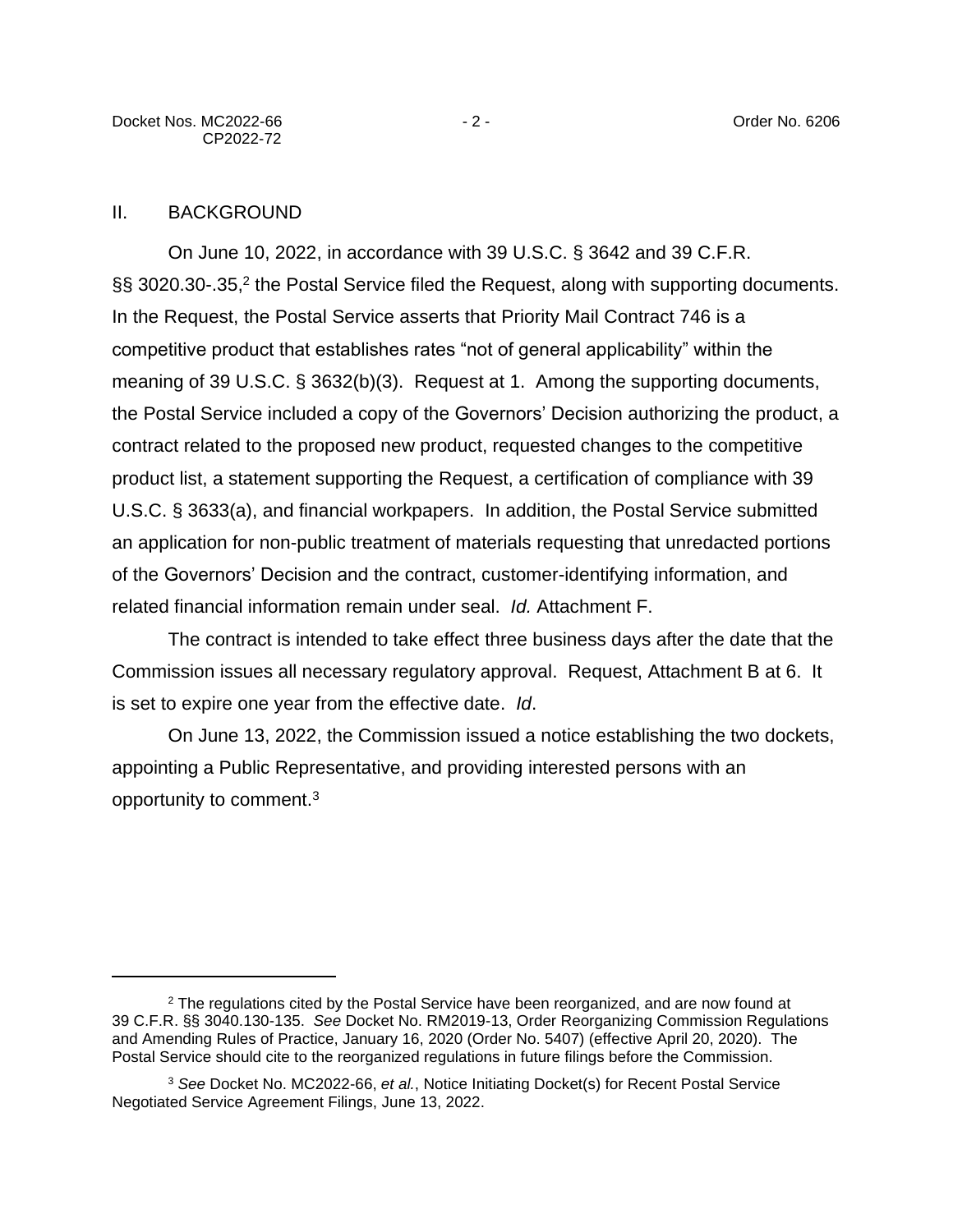## II. BACKGROUND

On June 10, 2022, in accordance with 39 U.S.C. § 3642 and 39 C.F.R. §§ 3020.30-.35,[2] the Postal Service filed the Request, along with supporting documents. In the Request, the Postal Service asserts that Priority Mail Contract 746 is a competitive product that establishes rates "not of general applicability" within the meaning of 39 U.S.C. § 3632(b)(3). Request at 1. Among the supporting documents, the Postal Service included a copy of the Governors' Decision authorizing the product, a contract related to the proposed new product, requested changes to the competitive product list, a statement supporting the Request, a certification of compliance with 39 U.S.C. § 3633(a), and financial workpapers. In addition, the Postal Service submitted an application for non-public treatment of materials requesting that unredacted portions of the Governors' Decision and the contract, customer-identifying information, and related financial information remain under seal. *Id.* Attachment F.

The contract is intended to take effect three business days after the date that the Commission issues all necessary regulatory approval. Request, Attachment B at 6. It is set to expire one year from the effective date. *Id*.

On June 13, 2022, the Commission issued a notice establishing the two dockets, appointing a Public Representative, and providing interested persons with an opportunity to comment.[3]

---

[2] The regulations cited by the Postal Service have been reorganized, and are now found at 39 C.F.R. §§ 3040.130-135. *See* Docket No. RM2019-13, Order Reorganizing Commission Regulations and Amending Rules of Practice, January 16, 2020 (Order No. 5407) (effective April 20, 2020). The Postal Service should cite to the reorganized regulations in future filings before the Commission.

[3] *See* Docket No. MC2022-66, *et al.*, Notice Initiating Docket(s) for Recent Postal Service Negotiated Service Agreement Filings, June 13, 2022.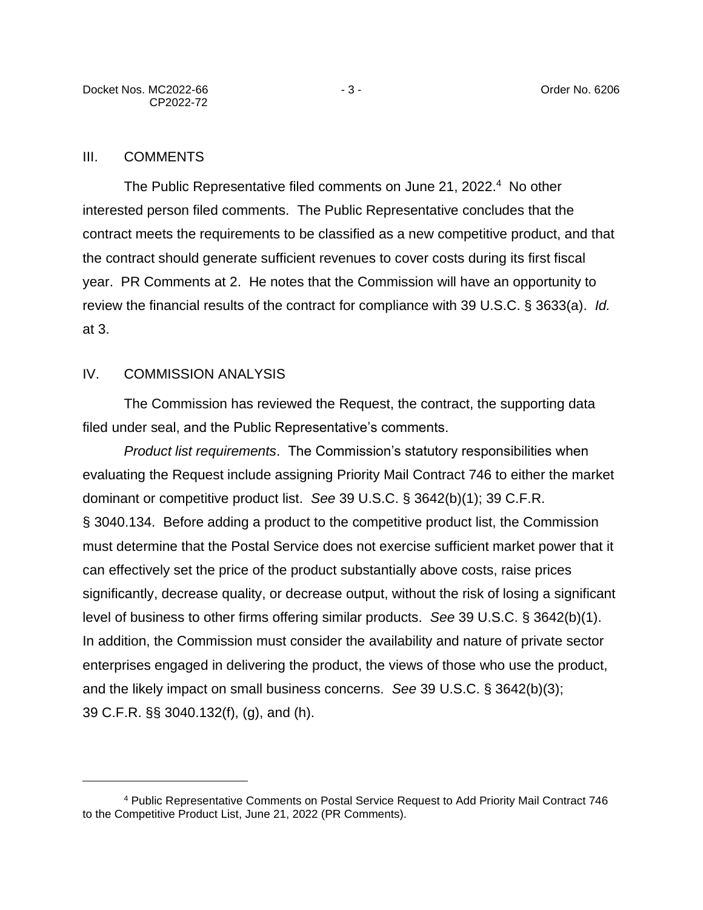## III. COMMENTS

The Public Representative filed comments on June 21, 2022.[4] No other interested person filed comments. The Public Representative concludes that the contract meets the requirements to be classified as a new competitive product, and that the contract should generate sufficient revenues to cover costs during its first fiscal year. PR Comments at 2. He notes that the Commission will have an opportunity to review the financial results of the contract for compliance with 39 U.S.C. § 3633(a). *Id.* at 3.

## IV. COMMISSION ANALYSIS

The Commission has reviewed the Request, the contract, the supporting data filed under seal, and the Public Representative's comments.

*Product list requirements*. The Commission's statutory responsibilities when evaluating the Request include assigning Priority Mail Contract 746 to either the market dominant or competitive product list. *See* 39 U.S.C. § 3642(b)(1); 39 C.F.R. § 3040.134. Before adding a product to the competitive product list, the Commission must determine that the Postal Service does not exercise sufficient market power that it can effectively set the price of the product substantially above costs, raise prices significantly, decrease quality, or decrease output, without the risk of losing a significant level of business to other firms offering similar products. *See* 39 U.S.C. § 3642(b)(1). In addition, the Commission must consider the availability and nature of private sector enterprises engaged in delivering the product, the views of those who use the product, and the likely impact on small business concerns. *See* 39 U.S.C. § 3642(b)(3); 39 C.F.R. §§ 3040.132(f), (g), and (h).

---

[4] Public Representative Comments on Postal Service Request to Add Priority Mail Contract 746 to the Competitive Product List, June 21, 2022 (PR Comments).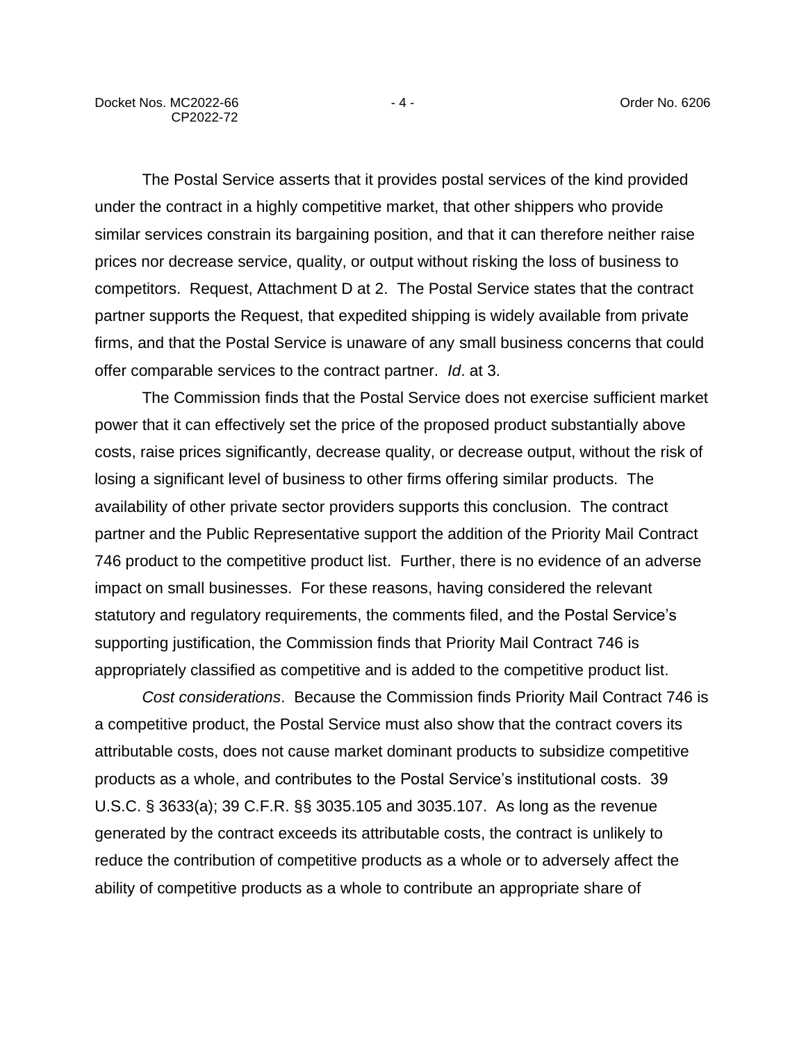The Postal Service asserts that it provides postal services of the kind provided under the contract in a highly competitive market, that other shippers who provide similar services constrain its bargaining position, and that it can therefore neither raise prices nor decrease service, quality, or output without risking the loss of business to competitors. Request, Attachment D at 2. The Postal Service states that the contract partner supports the Request, that expedited shipping is widely available from private firms, and that the Postal Service is unaware of any small business concerns that could offer comparable services to the contract partner. *Id*. at 3.

The Commission finds that the Postal Service does not exercise sufficient market power that it can effectively set the price of the proposed product substantially above costs, raise prices significantly, decrease quality, or decrease output, without the risk of losing a significant level of business to other firms offering similar products. The availability of other private sector providers supports this conclusion. The contract partner and the Public Representative support the addition of the Priority Mail Contract 746 product to the competitive product list. Further, there is no evidence of an adverse impact on small businesses. For these reasons, having considered the relevant statutory and regulatory requirements, the comments filed, and the Postal Service's supporting justification, the Commission finds that Priority Mail Contract 746 is appropriately classified as competitive and is added to the competitive product list.

*Cost considerations*. Because the Commission finds Priority Mail Contract 746 is a competitive product, the Postal Service must also show that the contract covers its attributable costs, does not cause market dominant products to subsidize competitive products as a whole, and contributes to the Postal Service's institutional costs. 39 U.S.C. § 3633(a); 39 C.F.R. §§ 3035.105 and 3035.107. As long as the revenue generated by the contract exceeds its attributable costs, the contract is unlikely to reduce the contribution of competitive products as a whole or to adversely affect the ability of competitive products as a whole to contribute an appropriate share of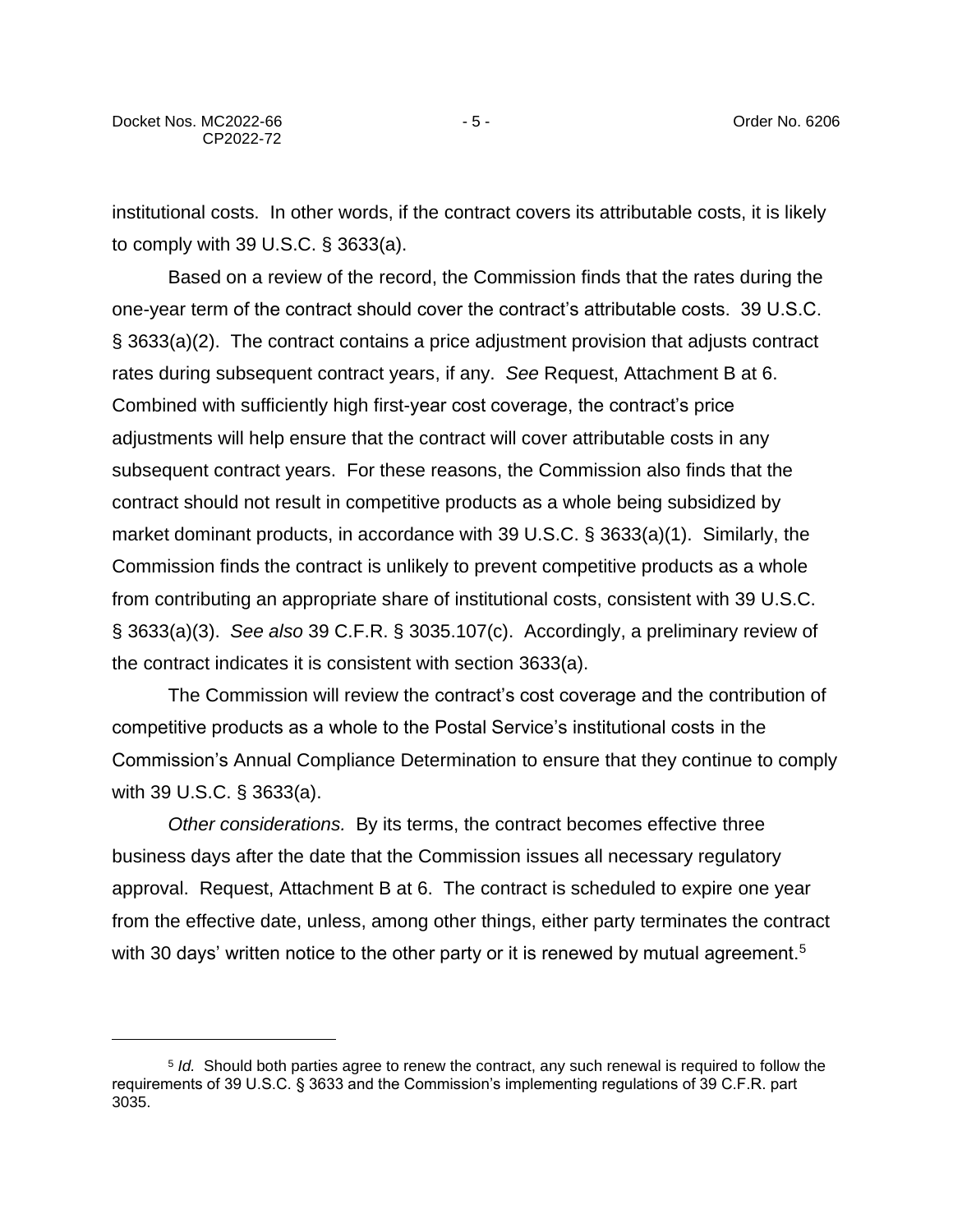institutional costs. In other words, if the contract covers its attributable costs, it is likely to comply with 39 U.S.C. § 3633(a).

Based on a review of the record, the Commission finds that the rates during the one-year term of the contract should cover the contract's attributable costs. 39 U.S.C. § 3633(a)(2). The contract contains a price adjustment provision that adjusts contract rates during subsequent contract years, if any. *See* Request, Attachment B at 6. Combined with sufficiently high first-year cost coverage, the contract's price adjustments will help ensure that the contract will cover attributable costs in any subsequent contract years. For these reasons, the Commission also finds that the contract should not result in competitive products as a whole being subsidized by market dominant products, in accordance with 39 U.S.C. § 3633(a)(1). Similarly, the Commission finds the contract is unlikely to prevent competitive products as a whole from contributing an appropriate share of institutional costs, consistent with 39 U.S.C. § 3633(a)(3). *See also* 39 C.F.R. § 3035.107(c). Accordingly, a preliminary review of the contract indicates it is consistent with section 3633(a).

The Commission will review the contract's cost coverage and the contribution of competitive products as a whole to the Postal Service's institutional costs in the Commission's Annual Compliance Determination to ensure that they continue to comply with 39 U.S.C. § 3633(a).

*Other considerations.* By its terms, the contract becomes effective three business days after the date that the Commission issues all necessary regulatory approval. Request, Attachment B at 6. The contract is scheduled to expire one year from the effective date, unless, among other things, either party terminates the contract with 30 days' written notice to the other party or it is renewed by mutual agreement.[5]

[5] *Id.* Should both parties agree to renew the contract, any such renewal is required to follow the requirements of 39 U.S.C. § 3633 and the Commission's implementing regulations of 39 C.F.R. part 3035.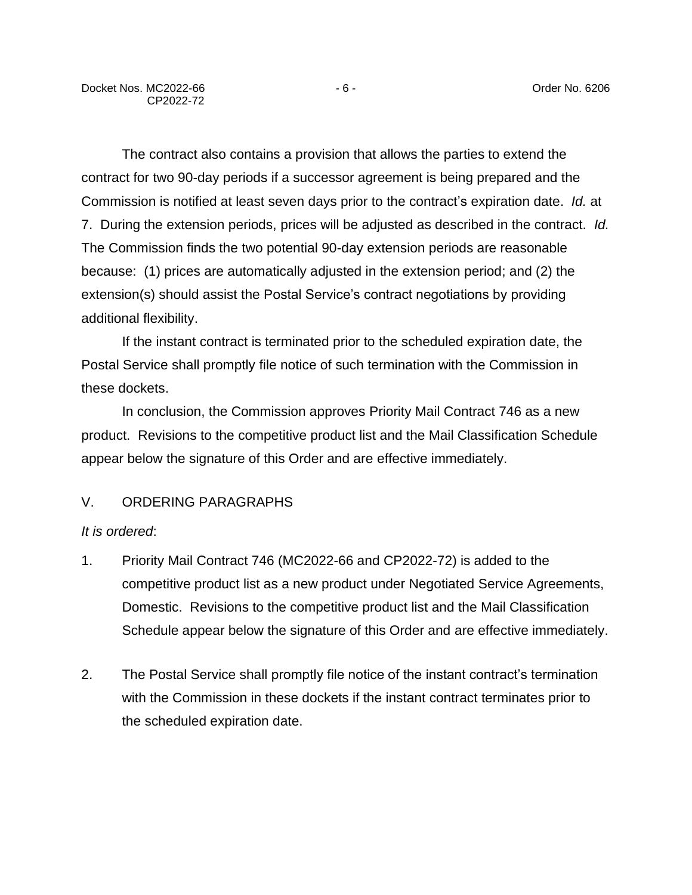The contract also contains a provision that allows the parties to extend the contract for two 90-day periods if a successor agreement is being prepared and the Commission is notified at least seven days prior to the contract's expiration date. *Id.* at 7. During the extension periods, prices will be adjusted as described in the contract. *Id.* The Commission finds the two potential 90-day extension periods are reasonable because: (1) prices are automatically adjusted in the extension period; and (2) the extension(s) should assist the Postal Service's contract negotiations by providing additional flexibility.

If the instant contract is terminated prior to the scheduled expiration date, the Postal Service shall promptly file notice of such termination with the Commission in these dockets.

In conclusion, the Commission approves Priority Mail Contract 746 as a new product. Revisions to the competitive product list and the Mail Classification Schedule appear below the signature of this Order and are effective immediately.

## V. ORDERING PARAGRAPHS

*It is ordered*:

1. Priority Mail Contract 746 (MC2022-66 and CP2022-72) is added to the competitive product list as a new product under Negotiated Service Agreements, Domestic. Revisions to the competitive product list and the Mail Classification Schedule appear below the signature of this Order and are effective immediately.

2. The Postal Service shall promptly file notice of the instant contract's termination with the Commission in these dockets if the instant contract terminates prior to the scheduled expiration date.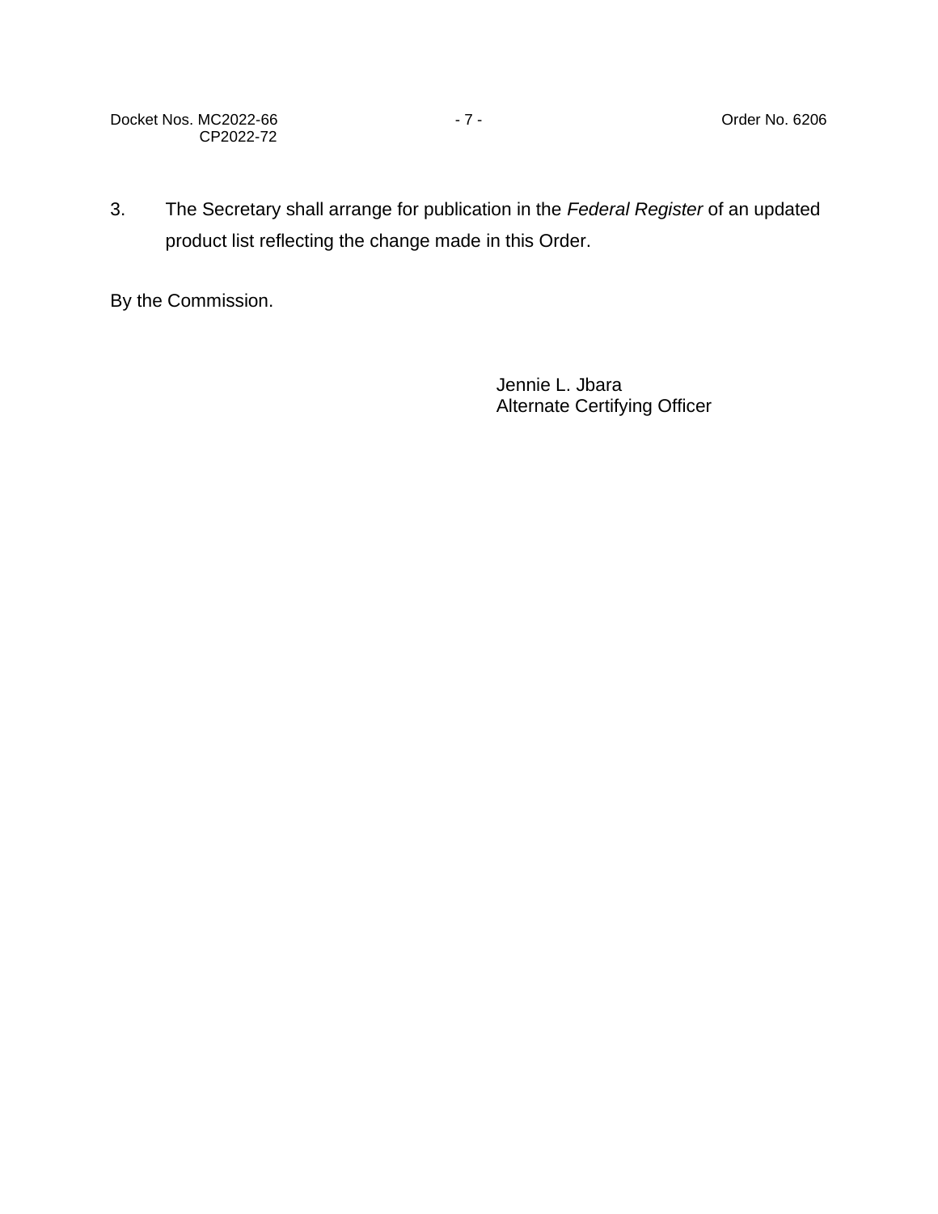3. The Secretary shall arrange for publication in the *Federal Register* of an updated product list reflecting the change made in this Order.

By the Commission.

Jennie L. Jbara
Alternate Certifying Officer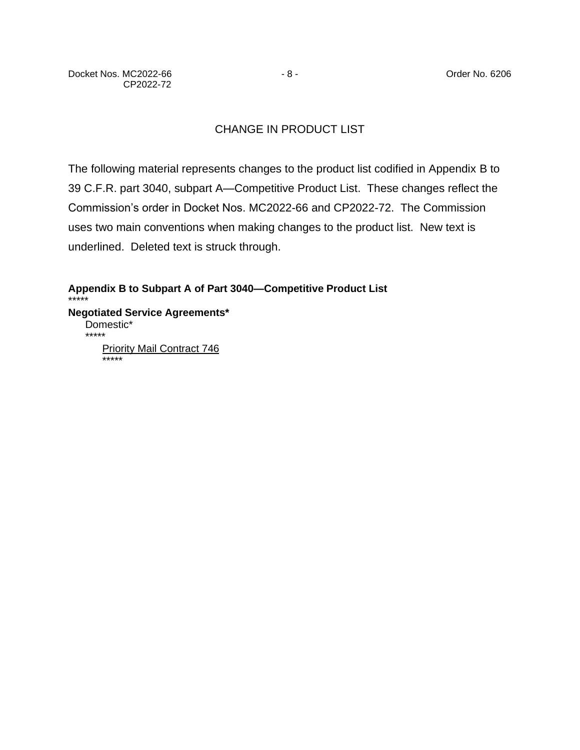## CHANGE IN PRODUCT LIST

The following material represents changes to the product list codified in Appendix B to 39 C.F.R. part 3040, subpart A—Competitive Product List. These changes reflect the Commission's order in Docket Nos. MC2022-66 and CP2022-72. The Commission uses two main conventions when making changes to the product list. New text is underlined. Deleted text is struck through.

**Appendix B to Subpart A of Part 3040—Competitive Product List**

*****

**Negotiated Service Agreements***

Domestic*

*****

<u>Priority Mail Contract 746</u>

*****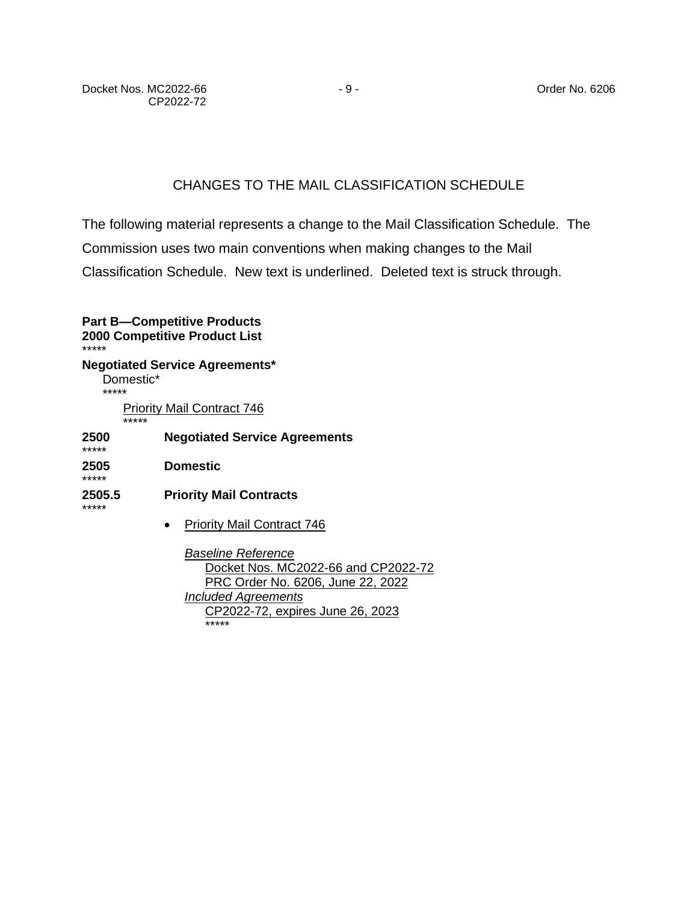## CHANGES TO THE MAIL CLASSIFICATION SCHEDULE

The following material represents a change to the Mail Classification Schedule. The Commission uses two main conventions when making changes to the Mail Classification Schedule. New text is underlined. Deleted text is struck through.

**Part B—Competitive Products**
**2000 Competitive Product List**
*****

**Negotiated Service Agreements***

Domestic*

*****

<u>Priority Mail Contract 746</u>

*****

**2500 Negotiated Service Agreements**

*****

**2505 Domestic**

*****

**2505.5 Priority Mail Contracts**

*****

- <u>Priority Mail Contract 746</u>

  <u>*Baseline Reference*</u>
  <u>Docket Nos. MC2022-66 and CP2022-72</u>
  <u>PRC Order No. 6206, June 22, 2022</u>
  <u>*Included Agreements*</u>
  <u>CP2022-72, expires June 26, 2023</u>

  *****